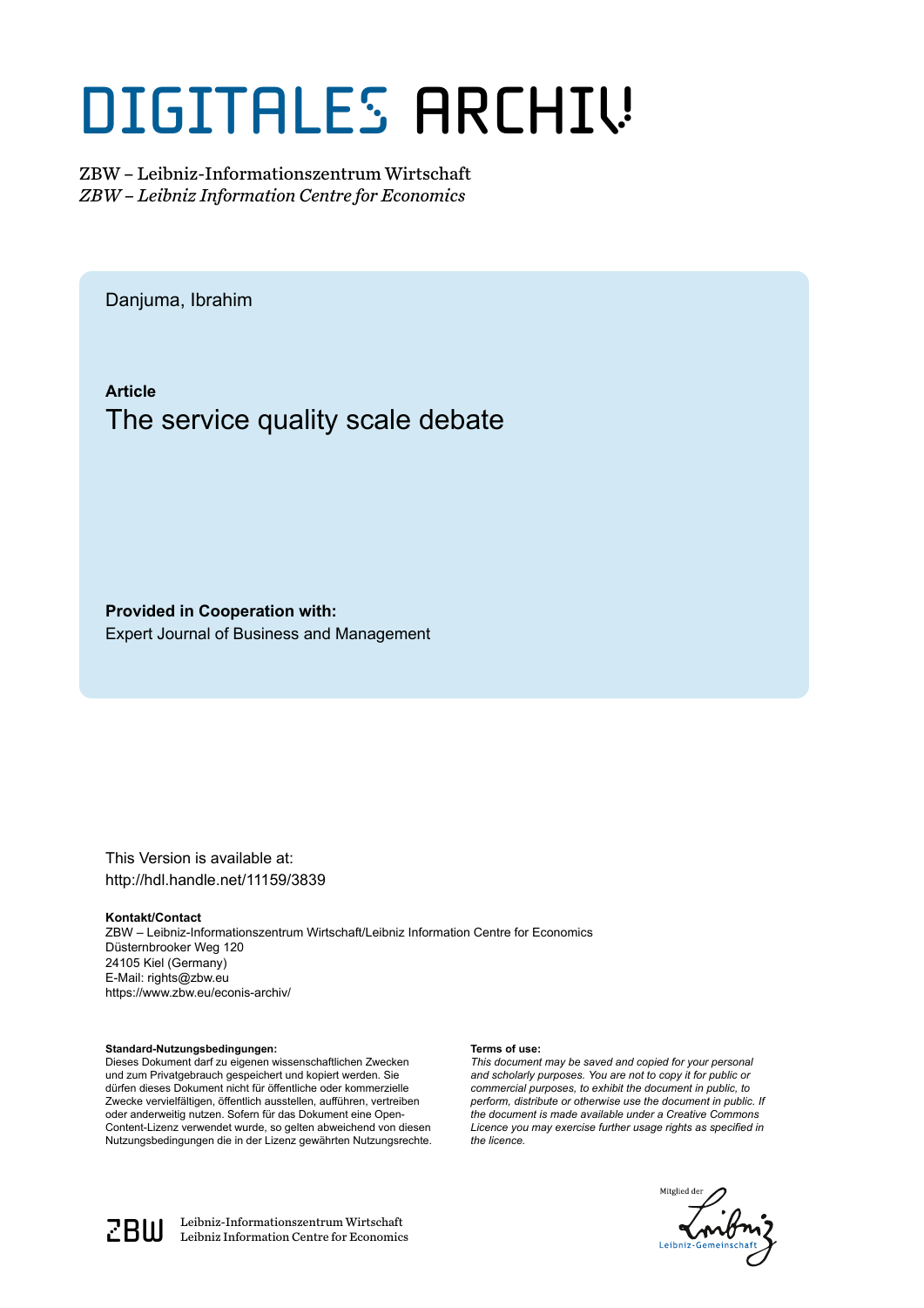# DIGITALES ARCHIV

ZBW – Leibniz-Informationszentrum Wirtschaft
*ZBW – Leibniz Information Centre for Economics*

Danjuma, Ibrahim

**Article**
## The service quality scale debate

**Provided in Cooperation with:**
Expert Journal of Business and Management

This Version is available at:
http://hdl.handle.net/11159/3839

**Kontakt/Contact**
ZBW – Leibniz-Informationszentrum Wirtschaft/Leibniz Information Centre for Economics
Düsternbrooker Weg 120
24105 Kiel (Germany)
E-Mail: rights@zbw.eu
https://www.zbw.eu/econis-archiv/

**Standard-Nutzungsbedingungen:**
Dieses Dokument darf zu eigenen wissenschaftlichen Zwecken und zum Privatgebrauch gespeichert und kopiert werden. Sie dürfen dieses Dokument nicht für öffentliche oder kommerzielle Zwecke vervielfältigen, öffentlich ausstellen, aufführen, vertreiben oder anderweitig nutzen. Sofern für das Dokument eine Open-Content-Lizenz verwendet wurde, so gelten abweichend von diesen Nutzungsbedingungen die in der Lizenz gewährten Nutzungsrechte.

**Terms of use:**
*This document may be saved and copied for your personal and scholarly purposes. You are not to copy it for public or commercial purposes, to exhibit the document in public, to perform, distribute or otherwise use the document in public. If the document is made available under a Creative Commons Licence you may exercise further usage rights as specified in the licence.*

ZBW Leibniz-Informationszentrum Wirtschaft
Leibniz Information Centre for Economics

Mitglied der Leibniz-Gemeinschaft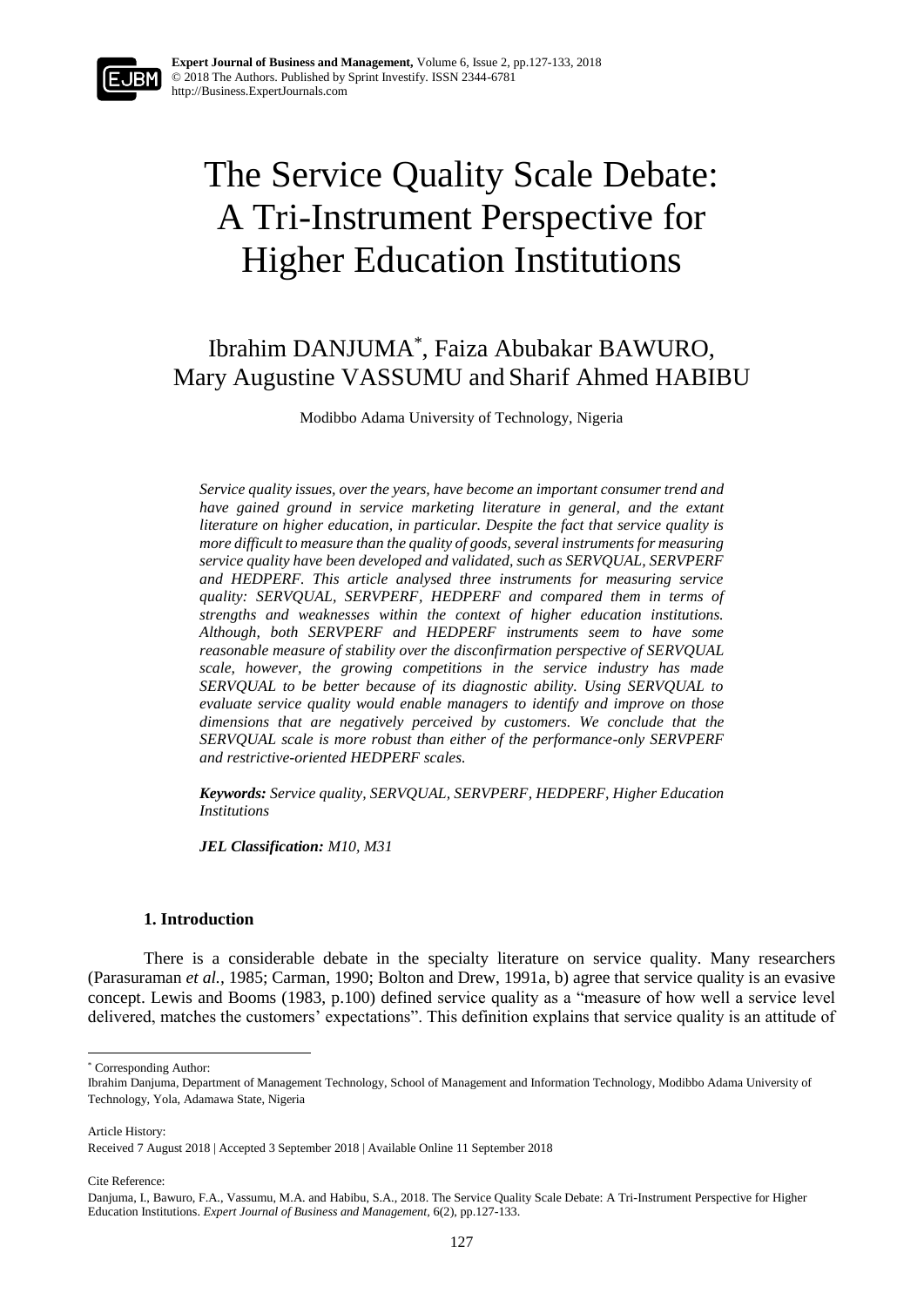# The Service Quality Scale Debate: A Tri-Instrument Perspective for Higher Education Institutions

Ibrahim DANJUMA[*], Faiza Abubakar BAWURO, Mary Augustine VASSUMU and Sharif Ahmed HABIBU

Modibbo Adama University of Technology, Nigeria

*Service quality issues, over the years, have become an important consumer trend and have gained ground in service marketing literature in general, and the extant literature on higher education, in particular. Despite the fact that service quality is more difficult to measure than the quality of goods, several instruments for measuring service quality have been developed and validated, such as SERVQUAL, SERVPERF and HEDPERF. This article analysed three instruments for measuring service quality: SERVQUAL, SERVPERF, HEDPERF and compared them in terms of strengths and weaknesses within the context of higher education institutions. Although, both SERVPERF and HEDPERF instruments seem to have some reasonable measure of stability over the disconfirmation perspective of SERVQUAL scale, however, the growing competitions in the service industry has made SERVQUAL to be better because of its diagnostic ability. Using SERVQUAL to evaluate service quality would enable managers to identify and improve on those dimensions that are negatively perceived by customers. We conclude that the SERVQUAL scale is more robust than either of the performance-only SERVPERF and restrictive-oriented HEDPERF scales.*

***Keywords:*** *Service quality, SERVQUAL, SERVPERF, HEDPERF, Higher Education Institutions*

***JEL Classification:*** *M10, M31*

## 1. Introduction

There is a considerable debate in the specialty literature on service quality. Many researchers (Parasuraman *et al.,* 1985; Carman, 1990; Bolton and Drew, 1991a, b) agree that service quality is an evasive concept. Lewis and Booms (1983, p.100) defined service quality as a "measure of how well a service level delivered, matches the customers' expectations". This definition explains that service quality is an attitude of

---

[*] Corresponding Author:
Ibrahim Danjuma, Department of Management Technology, School of Management and Information Technology, Modibbo Adama University of Technology, Yola, Adamawa State, Nigeria

Article History:
Received 7 August 2018 | Accepted 3 September 2018 | Available Online 11 September 2018

Cite Reference:
Danjuma, I., Bawuro, F.A., Vassumu, M.A. and Habibu, S.A., 2018. The Service Quality Scale Debate: A Tri-Instrument Perspective for Higher Education Institutions. *Expert Journal of Business and Management*, 6(2), pp.127-133.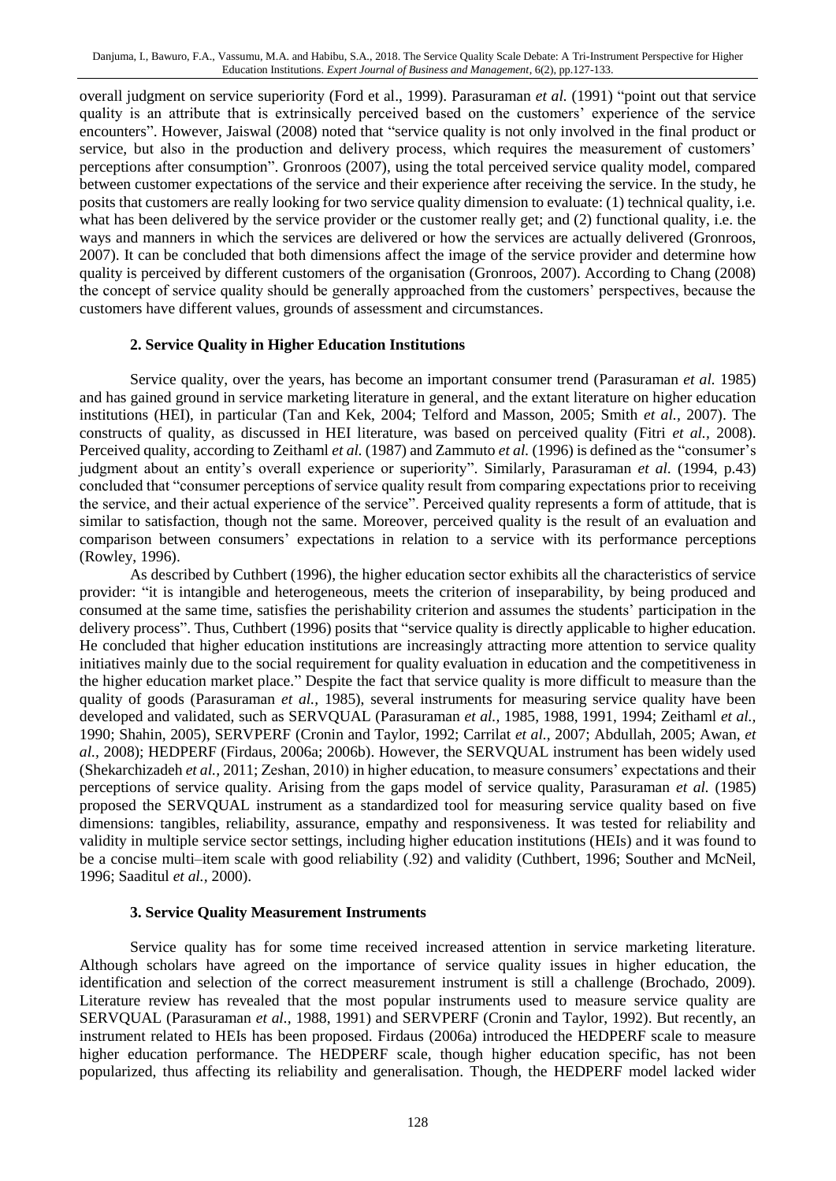overall judgment on service superiority (Ford et al., 1999). Parasuraman *et al.* (1991) "point out that service quality is an attribute that is extrinsically perceived based on the customers' experience of the service encounters". However, Jaiswal (2008) noted that "service quality is not only involved in the final product or service, but also in the production and delivery process, which requires the measurement of customers' perceptions after consumption". Gronroos (2007), using the total perceived service quality model, compared between customer expectations of the service and their experience after receiving the service. In the study, he posits that customers are really looking for two service quality dimension to evaluate: (1) technical quality, i.e. what has been delivered by the service provider or the customer really get; and (2) functional quality, i.e. the ways and manners in which the services are delivered or how the services are actually delivered (Gronroos, 2007). It can be concluded that both dimensions affect the image of the service provider and determine how quality is perceived by different customers of the organisation (Gronroos, 2007). According to Chang (2008) the concept of service quality should be generally approached from the customers' perspectives, because the customers have different values, grounds of assessment and circumstances.

## 2. Service Quality in Higher Education Institutions

Service quality, over the years, has become an important consumer trend (Parasuraman *et al.* 1985) and has gained ground in service marketing literature in general, and the extant literature on higher education institutions (HEI), in particular (Tan and Kek, 2004; Telford and Masson, 2005; Smith *et al.*, 2007). The constructs of quality, as discussed in HEI literature, was based on perceived quality (Fitri *et al.*, 2008). Perceived quality, according to Zeithaml *et al.* (1987) and Zammuto *et al.* (1996) is defined as the "consumer's judgment about an entity's overall experience or superiority". Similarly, Parasuraman *et al.* (1994, p.43) concluded that "consumer perceptions of service quality result from comparing expectations prior to receiving the service, and their actual experience of the service". Perceived quality represents a form of attitude, that is similar to satisfaction, though not the same. Moreover, perceived quality is the result of an evaluation and comparison between consumers' expectations in relation to a service with its performance perceptions (Rowley, 1996).

As described by Cuthbert (1996), the higher education sector exhibits all the characteristics of service provider: "it is intangible and heterogeneous, meets the criterion of inseparability, by being produced and consumed at the same time, satisfies the perishability criterion and assumes the students' participation in the delivery process". Thus, Cuthbert (1996) posits that "service quality is directly applicable to higher education. He concluded that higher education institutions are increasingly attracting more attention to service quality initiatives mainly due to the social requirement for quality evaluation in education and the competitiveness in the higher education market place." Despite the fact that service quality is more difficult to measure than the quality of goods (Parasuraman *et al.*, 1985), several instruments for measuring service quality have been developed and validated, such as SERVQUAL (Parasuraman *et al.*, 1985, 1988, 1991, 1994; Zeithaml *et al.*, 1990; Shahin, 2005), SERVPERF (Cronin and Taylor, 1992; Carrilat *et al.*, 2007; Abdullah, 2005; Awan, *et al.*, 2008); HEDPERF (Firdaus, 2006a; 2006b). However, the SERVQUAL instrument has been widely used (Shekarchizadeh *et al.*, 2011; Zeshan, 2010) in higher education, to measure consumers' expectations and their perceptions of service quality. Arising from the gaps model of service quality, Parasuraman *et al.* (1985) proposed the SERVQUAL instrument as a standardized tool for measuring service quality based on five dimensions: tangibles, reliability, assurance, empathy and responsiveness. It was tested for reliability and validity in multiple service sector settings, including higher education institutions (HEIs) and it was found to be a concise multi–item scale with good reliability (.92) and validity (Cuthbert, 1996; Souther and McNeil, 1996; Saaditul *et al.*, 2000).

## 3. Service Quality Measurement Instruments

Service quality has for some time received increased attention in service marketing literature. Although scholars have agreed on the importance of service quality issues in higher education, the identification and selection of the correct measurement instrument is still a challenge (Brochado, 2009). Literature review has revealed that the most popular instruments used to measure service quality are SERVQUAL (Parasuraman *et al.*, 1988, 1991) and SERVPERF (Cronin and Taylor, 1992). But recently, an instrument related to HEIs has been proposed. Firdaus (2006a) introduced the HEDPERF scale to measure higher education performance. The HEDPERF scale, though higher education specific, has not been popularized, thus affecting its reliability and generalisation. Though, the HEDPERF model lacked wider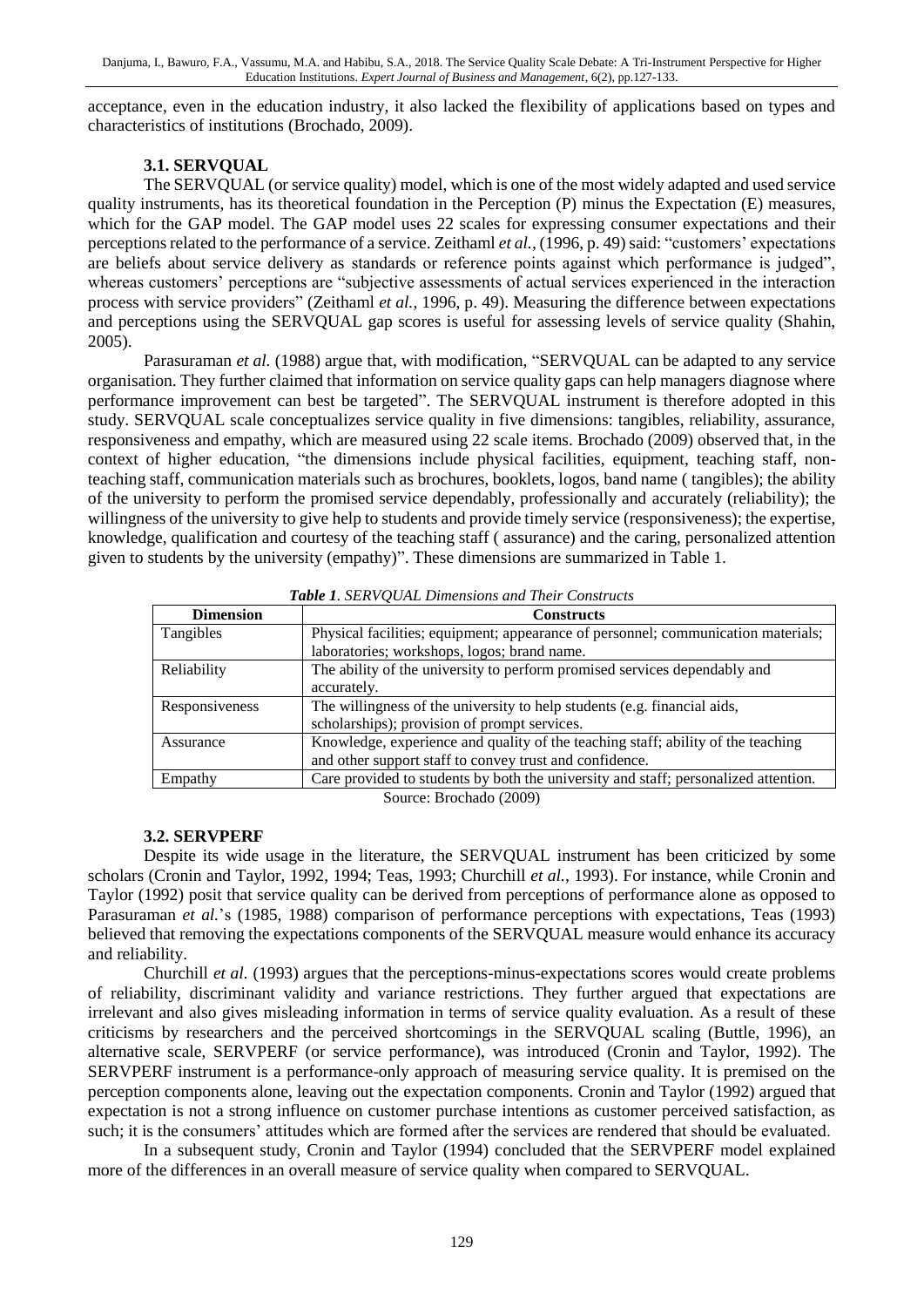acceptance, even in the education industry, it also lacked the flexibility of applications based on types and characteristics of institutions (Brochado, 2009).

### 3.1. SERVQUAL

The SERVQUAL (or service quality) model, which is one of the most widely adapted and used service quality instruments, has its theoretical foundation in the Perception (P) minus the Expectation (E) measures, which for the GAP model. The GAP model uses 22 scales for expressing consumer expectations and their perceptions related to the performance of a service. Zeithaml *et al.,* (1996, p. 49) said: "customers' expectations are beliefs about service delivery as standards or reference points against which performance is judged", whereas customers' perceptions are "subjective assessments of actual services experienced in the interaction process with service providers" (Zeithaml *et al.,* 1996, p. 49). Measuring the difference between expectations and perceptions using the SERVQUAL gap scores is useful for assessing levels of service quality (Shahin, 2005).

Parasuraman *et al.* (1988) argue that, with modification, "SERVQUAL can be adapted to any service organisation. They further claimed that information on service quality gaps can help managers diagnose where performance improvement can best be targeted". The SERVQUAL instrument is therefore adopted in this study. SERVQUAL scale conceptualizes service quality in five dimensions: tangibles, reliability, assurance, responsiveness and empathy, which are measured using 22 scale items. Brochado (2009) observed that, in the context of higher education, "the dimensions include physical facilities, equipment, teaching staff, non-teaching staff, communication materials such as brochures, booklets, logos, band name ( tangibles); the ability of the university to perform the promised service dependably, professionally and accurately (reliability); the willingness of the university to give help to students and provide timely service (responsiveness); the expertise, knowledge, qualification and courtesy of the teaching staff ( assurance) and the caring, personalized attention given to students by the university (empathy)". These dimensions are summarized in Table 1.

***Table 1**. SERVQUAL Dimensions and Their Constructs*

| Dimension | Constructs |
|---|---|
| Tangibles | Physical facilities; equipment; appearance of personnel; communication materials; laboratories; workshops, logos; brand name. |
| Reliability | The ability of the university to perform promised services dependably and accurately. |
| Responsiveness | The willingness of the university to help students (e.g. financial aids, scholarships); provision of prompt services. |
| Assurance | Knowledge, experience and quality of the teaching staff; ability of the teaching and other support staff to convey trust and confidence. |
| Empathy | Care provided to students by both the university and staff; personalized attention. |

Source: Brochado (2009)

### 3.2. SERVPERF

Despite its wide usage in the literature, the SERVQUAL instrument has been criticized by some scholars (Cronin and Taylor, 1992, 1994; Teas, 1993; Churchill *et al.,* 1993). For instance, while Cronin and Taylor (1992) posit that service quality can be derived from perceptions of performance alone as opposed to Parasuraman *et al.*'s (1985, 1988) comparison of performance perceptions with expectations, Teas (1993) believed that removing the expectations components of the SERVQUAL measure would enhance its accuracy and reliability.

Churchill *et al.* (1993) argues that the perceptions-minus-expectations scores would create problems of reliability, discriminant validity and variance restrictions. They further argued that expectations are irrelevant and also gives misleading information in terms of service quality evaluation. As a result of these criticisms by researchers and the perceived shortcomings in the SERVQUAL scaling (Buttle, 1996), an alternative scale, SERVPERF (or service performance), was introduced (Cronin and Taylor, 1992). The SERVPERF instrument is a performance-only approach of measuring service quality. It is premised on the perception components alone, leaving out the expectation components. Cronin and Taylor (1992) argued that expectation is not a strong influence on customer purchase intentions as customer perceived satisfaction, as such; it is the consumers' attitudes which are formed after the services are rendered that should be evaluated.

In a subsequent study, Cronin and Taylor (1994) concluded that the SERVPERF model explained more of the differences in an overall measure of service quality when compared to SERVQUAL.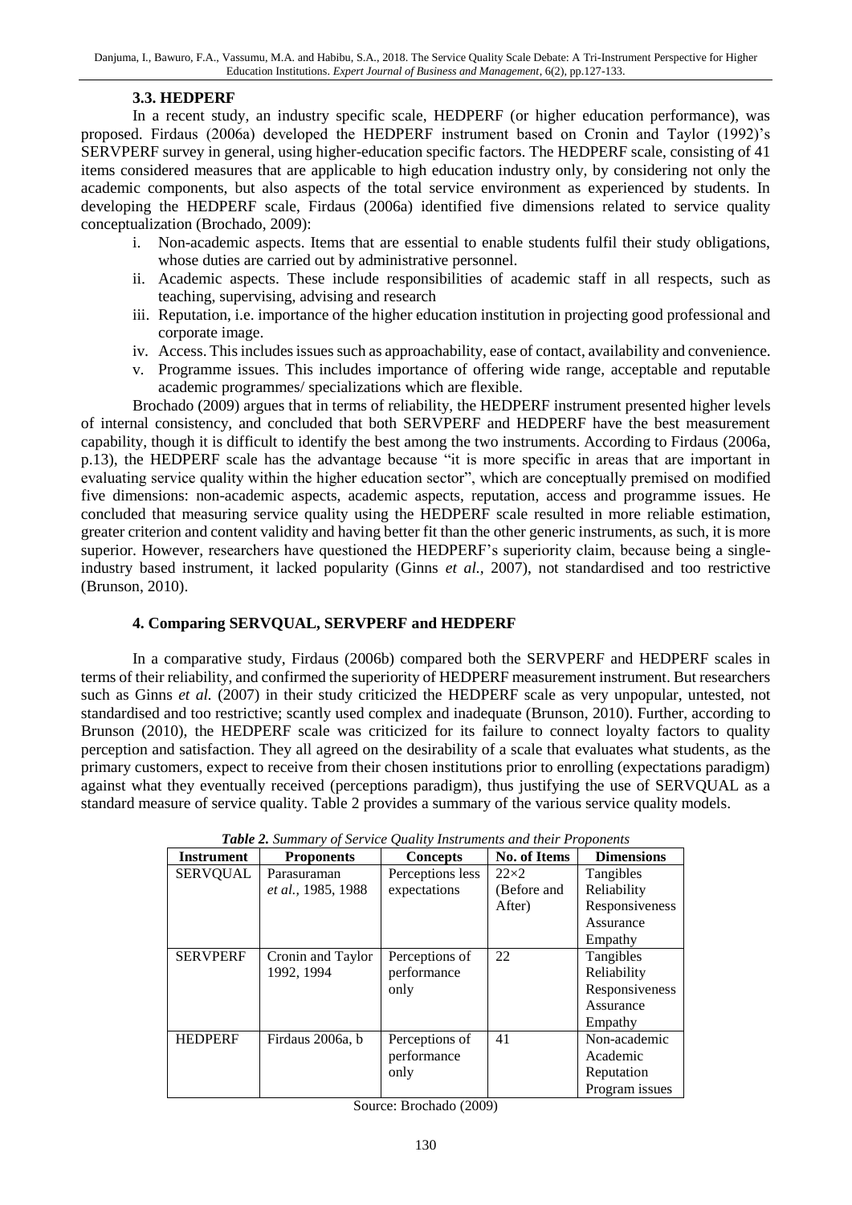### 3.3. HEDPERF

In a recent study, an industry specific scale, HEDPERF (or higher education performance), was proposed. Firdaus (2006a) developed the HEDPERF instrument based on Cronin and Taylor (1992)'s SERVPERF survey in general, using higher-education specific factors. The HEDPERF scale, consisting of 41 items considered measures that are applicable to high education industry only, by considering not only the academic components, but also aspects of the total service environment as experienced by students. In developing the HEDPERF scale, Firdaus (2006a) identified five dimensions related to service quality conceptualization (Brochado, 2009):

i. Non-academic aspects. Items that are essential to enable students fulfil their study obligations, whose duties are carried out by administrative personnel.
ii. Academic aspects. These include responsibilities of academic staff in all respects, such as teaching, supervising, advising and research
iii. Reputation, i.e. importance of the higher education institution in projecting good professional and corporate image.
iv. Access. This includes issues such as approachability, ease of contact, availability and convenience.
v. Programme issues. This includes importance of offering wide range, acceptable and reputable academic programmes/ specializations which are flexible.

Brochado (2009) argues that in terms of reliability, the HEDPERF instrument presented higher levels of internal consistency, and concluded that both SERVPERF and HEDPERF have the best measurement capability, though it is difficult to identify the best among the two instruments. According to Firdaus (2006a, p.13), the HEDPERF scale has the advantage because "it is more specific in areas that are important in evaluating service quality within the higher education sector", which are conceptually premised on modified five dimensions: non-academic aspects, academic aspects, reputation, access and programme issues. He concluded that measuring service quality using the HEDPERF scale resulted in more reliable estimation, greater criterion and content validity and having better fit than the other generic instruments, as such, it is more superior. However, researchers have questioned the HEDPERF's superiority claim, because being a single-industry based instrument, it lacked popularity (Ginns *et al.,* 2007), not standardised and too restrictive (Brunson, 2010).

## 4. Comparing SERVQUAL, SERVPERF and HEDPERF

In a comparative study, Firdaus (2006b) compared both the SERVPERF and HEDPERF scales in terms of their reliability, and confirmed the superiority of HEDPERF measurement instrument. But researchers such as Ginns *et al.* (2007) in their study criticized the HEDPERF scale as very unpopular, untested, not standardised and too restrictive; scantly used complex and inadequate (Brunson, 2010). Further, according to Brunson (2010), the HEDPERF scale was criticized for its failure to connect loyalty factors to quality perception and satisfaction. They all agreed on the desirability of a scale that evaluates what students, as the primary customers, expect to receive from their chosen institutions prior to enrolling (expectations paradigm) against what they eventually received (perceptions paradigm), thus justifying the use of SERVQUAL as a standard measure of service quality. Table 2 provides a summary of the various service quality models.

***Table 2.*** *Summary of Service Quality Instruments and their Proponents*

| Instrument | Proponents | Concepts | No. of Items | Dimensions |
|---|---|---|---|---|
| SERVQUAL | Parasuraman *et al.,* 1985, 1988 | Perceptions less expectations | 22×2 (Before and After) | Tangibles Reliability Responsiveness Assurance Empathy |
| SERVPERF | Cronin and Taylor 1992, 1994 | Perceptions of performance only | 22 | Tangibles Reliability Responsiveness Assurance Empathy |
| HEDPERF | Firdaus 2006a, b | Perceptions of performance only | 41 | Non-academic Academic Reputation Program issues |

Source: Brochado (2009)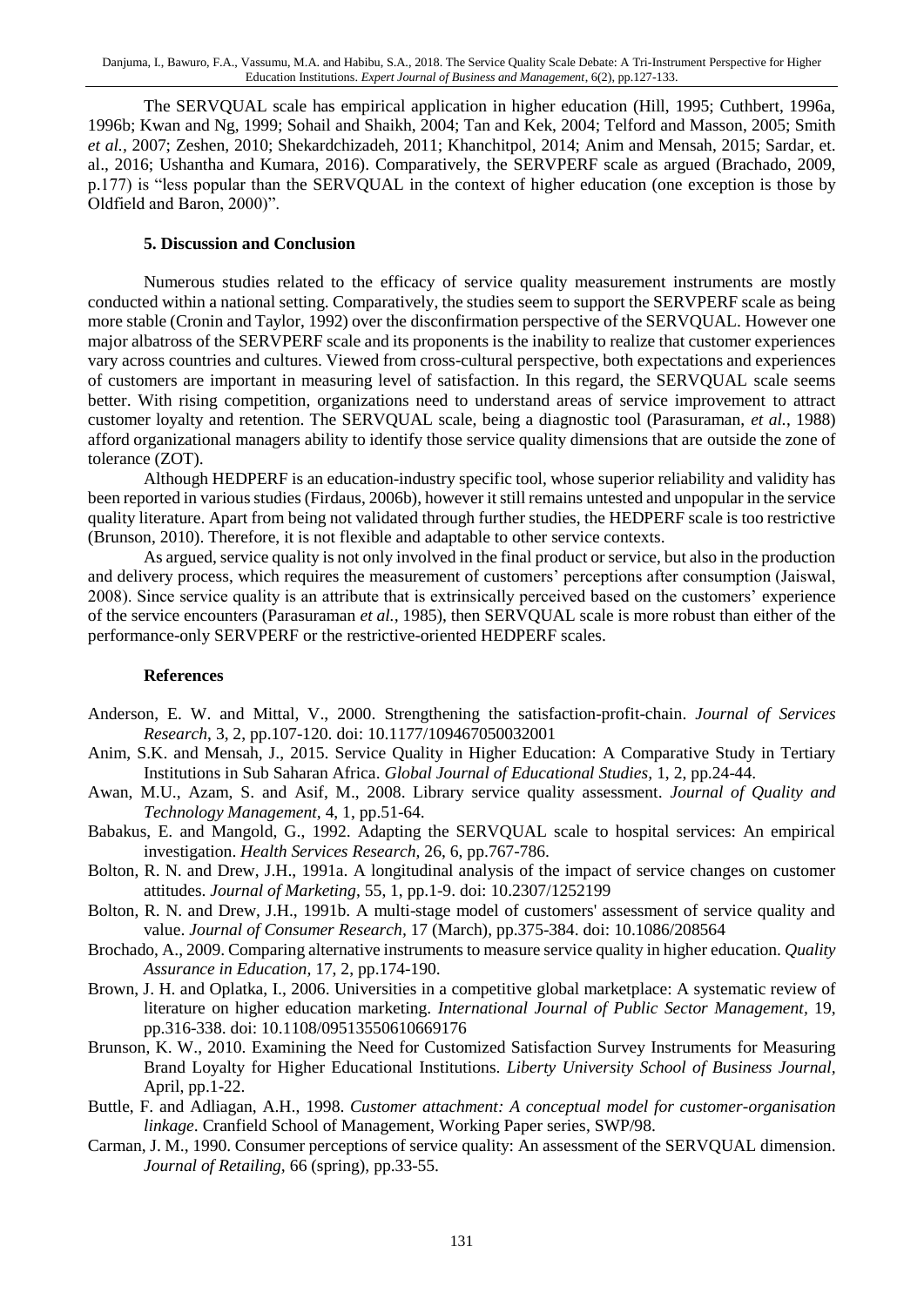The SERVQUAL scale has empirical application in higher education (Hill, 1995; Cuthbert, 1996a, 1996b; Kwan and Ng, 1999; Sohail and Shaikh, 2004; Tan and Kek, 2004; Telford and Masson, 2005; Smith *et al.,* 2007; Zeshen, 2010; Shekardchizadeh, 2011; Khanchitpol, 2014; Anim and Mensah, 2015; Sardar, et. al., 2016; Ushantha and Kumara, 2016). Comparatively, the SERVPERF scale as argued (Brachado, 2009, p.177) is "less popular than the SERVQUAL in the context of higher education (one exception is those by Oldfield and Baron, 2000)".

## 5. Discussion and Conclusion

Numerous studies related to the efficacy of service quality measurement instruments are mostly conducted within a national setting. Comparatively, the studies seem to support the SERVPERF scale as being more stable (Cronin and Taylor, 1992) over the disconfirmation perspective of the SERVQUAL. However one major albatross of the SERVPERF scale and its proponents is the inability to realize that customer experiences vary across countries and cultures. Viewed from cross-cultural perspective, both expectations and experiences of customers are important in measuring level of satisfaction. In this regard, the SERVQUAL scale seems better. With rising competition, organizations need to understand areas of service improvement to attract customer loyalty and retention. The SERVQUAL scale, being a diagnostic tool (Parasuraman, *et al.*, 1988) afford organizational managers ability to identify those service quality dimensions that are outside the zone of tolerance (ZOT).

Although HEDPERF is an education-industry specific tool, whose superior reliability and validity has been reported in various studies (Firdaus, 2006b), however it still remains untested and unpopular in the service quality literature. Apart from being not validated through further studies, the HEDPERF scale is too restrictive (Brunson, 2010). Therefore, it is not flexible and adaptable to other service contexts.

As argued, service quality is not only involved in the final product or service, but also in the production and delivery process, which requires the measurement of customers' perceptions after consumption (Jaiswal, 2008). Since service quality is an attribute that is extrinsically perceived based on the customers' experience of the service encounters (Parasuraman *et al.,* 1985), then SERVQUAL scale is more robust than either of the performance-only SERVPERF or the restrictive-oriented HEDPERF scales.

## References

Anderson, E. W. and Mittal, V., 2000. Strengthening the satisfaction-profit-chain. *Journal of Services Research*, 3, 2, pp.107-120. doi: 10.1177/109467050032001

Anim, S.K. and Mensah, J., 2015. Service Quality in Higher Education: A Comparative Study in Tertiary Institutions in Sub Saharan Africa. *Global Journal of Educational Studies,* 1, 2, pp.24-44.

Awan, M.U., Azam, S. and Asif, M., 2008. Library service quality assessment. *Journal of Quality and Technology Management*, 4, 1, pp.51-64.

Babakus, E. and Mangold, G., 1992. Adapting the SERVQUAL scale to hospital services: An empirical investigation. *Health Services Research,* 26, 6, pp.767-786.

Bolton, R. N. and Drew, J.H., 1991a. A longitudinal analysis of the impact of service changes on customer attitudes. *Journal of Marketing*, 55, 1, pp.1-9. doi: 10.2307/1252199

Bolton, R. N. and Drew, J.H., 1991b. A multi-stage model of customers' assessment of service quality and value. *Journal of Consumer Research*, 17 (March), pp.375-384. doi: 10.1086/208564

Brochado, A., 2009. Comparing alternative instruments to measure service quality in higher education. *Quality Assurance in Education,* 17, 2, pp.174-190.

Brown, J. H. and Oplatka, I., 2006. Universities in a competitive global marketplace: A systematic review of literature on higher education marketing. *International Journal of Public Sector Management*, 19, pp.316-338. doi: 10.1108/09513550610669176

Brunson, K. W., 2010. Examining the Need for Customized Satisfaction Survey Instruments for Measuring Brand Loyalty for Higher Educational Institutions. *Liberty University School of Business Journal,* April, pp.1-22.

Buttle, F. and Adliagan, A.H., 1998. *Customer attachment: A conceptual model for customer-organisation linkage*. Cranfield School of Management, Working Paper series, SWP/98.

Carman, J. M., 1990. Consumer perceptions of service quality: An assessment of the SERVQUAL dimension. *Journal of Retailing,* 66 (spring), pp.33-55.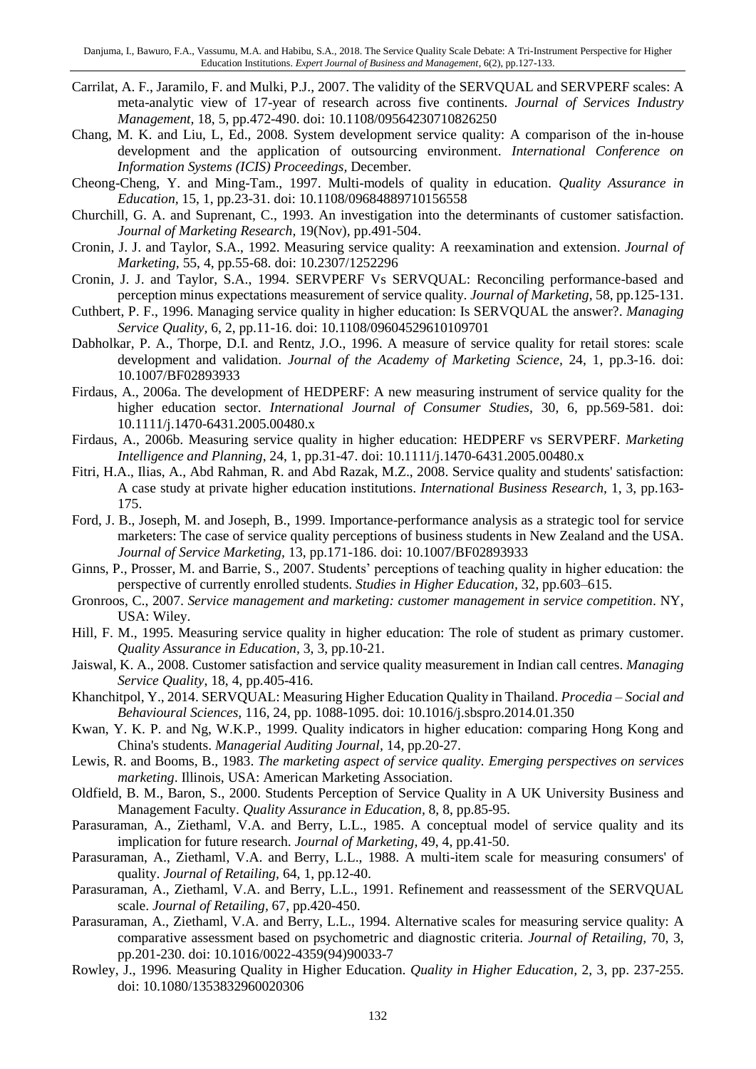Carrilat, A. F., Jaramilo, F. and Mulki, P.J., 2007. The validity of the SERVQUAL and SERVPERF scales: A meta-analytic view of 17-year of research across five continents. *Journal of Services Industry Management,* 18, 5, pp.472-490. doi: 10.1108/09564230710826250

Chang, M. K. and Liu, L, Ed., 2008. System development service quality: A comparison of the in-house development and the application of outsourcing environment. *International Conference on Information Systems (ICIS) Proceedings,* December.

Cheong-Cheng, Y. and Ming-Tam., 1997. Multi-models of quality in education. *Quality Assurance in Education,* 15, 1, pp.23-31. doi: 10.1108/09684889710156558

Churchill, G. A. and Suprenant, C., 1993. An investigation into the determinants of customer satisfaction. *Journal of Marketing Research,* 19(Nov), pp.491-504.

Cronin, J. J. and Taylor, S.A., 1992. Measuring service quality: A reexamination and extension. *Journal of Marketing,* 55, 4, pp.55-68. doi: 10.2307/1252296

Cronin, J. J. and Taylor, S.A., 1994. SERVPERF Vs SERVQUAL: Reconciling performance-based and perception minus expectations measurement of service quality. *Journal of Marketing,* 58, pp.125-131.

Cuthbert, P. F., 1996. Managing service quality in higher education: Is SERVQUAL the answer?. *Managing Service Quality,* 6, 2, pp.11-16. doi: 10.1108/09604529610109701

Dabholkar, P. A., Thorpe, D.I. and Rentz, J.O., 1996. A measure of service quality for retail stores: scale development and validation. *Journal of the Academy of Marketing Science,* 24, 1, pp.3-16. doi: 10.1007/BF02893933

Firdaus, A., 2006a. The development of HEDPERF: A new measuring instrument of service quality for the higher education sector. *International Journal of Consumer Studies,* 30, 6, pp.569-581. doi: 10.1111/j.1470-6431.2005.00480.x

Firdaus, A., 2006b. Measuring service quality in higher education: HEDPERF vs SERVPERF. *Marketing Intelligence and Planning,* 24, 1, pp.31-47. doi: 10.1111/j.1470-6431.2005.00480.x

Fitri, H.A., Ilias, A., Abd Rahman, R. and Abd Razak, M.Z., 2008. Service quality and students' satisfaction: A case study at private higher education institutions. *International Business Research,* 1, 3, pp.163-175.

Ford, J. B., Joseph, M. and Joseph, B., 1999. Importance-performance analysis as a strategic tool for service marketers: The case of service quality perceptions of business students in New Zealand and the USA. *Journal of Service Marketing,* 13, pp.171-186. doi: 10.1007/BF02893933

Ginns, P., Prosser, M. and Barrie, S., 2007. Students' perceptions of teaching quality in higher education: the perspective of currently enrolled students. *Studies in Higher Education,* 32, pp.603–615.

Gronroos, C., 2007. *Service management and marketing: customer management in service competition*. NY, USA: Wiley.

Hill, F. M., 1995. Measuring service quality in higher education: The role of student as primary customer. *Quality Assurance in Education,* 3, 3, pp.10-21.

Jaiswal, K. A., 2008. Customer satisfaction and service quality measurement in Indian call centres. *Managing Service Quality*, 18, 4, pp.405-416.

Khanchitpol, Y., 2014. SERVQUAL: Measuring Higher Education Quality in Thailand. *Procedia – Social and Behavioural Sciences,* 116, 24, pp. 1088-1095. doi: 10.1016/j.sbspro.2014.01.350

Kwan, Y. K. P. and Ng, W.K.P., 1999. Quality indicators in higher education: comparing Hong Kong and China's students. *Managerial Auditing Journal,* 14, pp.20-27.

Lewis, R. and Booms, B., 1983. *The marketing aspect of service quality. Emerging perspectives on services marketing*. Illinois, USA: American Marketing Association.

Oldfield, B. M., Baron, S., 2000. Students Perception of Service Quality in A UK University Business and Management Faculty. *Quality Assurance in Education*, 8, 8, pp.85-95.

Parasuraman, A., Ziethaml, V.A. and Berry, L.L., 1985. A conceptual model of service quality and its implication for future research. *Journal of Marketing,* 49, 4, pp.41-50.

Parasuraman, A., Ziethaml, V.A. and Berry, L.L., 1988. A multi-item scale for measuring consumers' of quality. *Journal of Retailing,* 64, 1, pp.12-40.

Parasuraman, A., Ziethaml, V.A. and Berry, L.L., 1991. Refinement and reassessment of the SERVQUAL scale. *Journal of Retailing,* 67, pp.420-450.

Parasuraman, A., Ziethaml, V.A. and Berry, L.L., 1994. Alternative scales for measuring service quality: A comparative assessment based on psychometric and diagnostic criteria. *Journal of Retailing,* 70, 3, pp.201-230. doi: 10.1016/0022-4359(94)90033-7

Rowley, J., 1996. Measuring Quality in Higher Education. *Quality in Higher Education,* 2, 3, pp. 237-255. doi: 10.1080/1353832960020306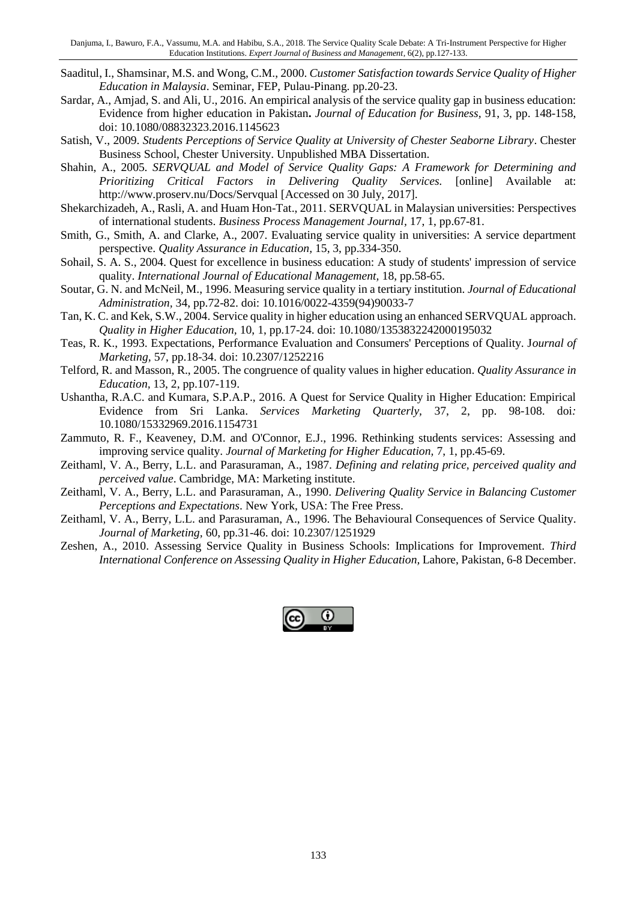Saaditul, I., Shamsinar, M.S. and Wong, C.M., 2000. *Customer Satisfaction towards Service Quality of Higher Education in Malaysia*. Seminar, FEP, Pulau-Pinang. pp.20-23.

Sardar, A., Amjad, S. and Ali, U., 2016. An empirical analysis of the service quality gap in business education: Evidence from higher education in Pakistan**.** *Journal of Education for Business*, 91, 3, pp. 148-158, doi: 10.1080/08832323.2016.1145623

Satish, V., 2009. *Students Perceptions of Service Quality at University of Chester Seaborne Library*. Chester Business School, Chester University. Unpublished MBA Dissertation.

Shahin, A., 2005. *SERVQUAL and Model of Service Quality Gaps: A Framework for Determining and Prioritizing Critical Factors in Delivering Quality Services.* [online] Available at: http://www.proserv.nu/Docs/Servqual [Accessed on 30 July, 2017].

Shekarchizadeh, A., Rasli, A. and Huam Hon-Tat., 2011. SERVQUAL in Malaysian universities: Perspectives of international students. *Business Process Management Journal*, 17, 1, pp.67-81.

Smith, G., Smith, A. and Clarke, A., 2007. Evaluating service quality in universities: A service department perspective. *Quality Assurance in Education,* 15, 3, pp.334-350.

Sohail, S. A. S., 2004. Quest for excellence in business education: A study of students' impression of service quality. *International Journal of Educational Management*, 18, pp.58-65.

Soutar, G. N. and McNeil, M., 1996. Measuring service quality in a tertiary institution. *Journal of Educational Administration*, 34, pp.72-82. doi: 10.1016/0022-4359(94)90033-7

Tan, K. C. and Kek, S.W., 2004. Service quality in higher education using an enhanced SERVQUAL approach. *Quality in Higher Education*, 10, 1, pp.17-24. doi: 10.1080/1353832242000195032

Teas, R. K., 1993. Expectations, Performance Evaluation and Consumers' Perceptions of Quality. J*ournal of Marketing*, 57, pp.18-34. doi: 10.2307/1252216

Telford, R. and Masson, R., 2005. The congruence of quality values in higher education. *Quality Assurance in Education*, 13, 2, pp.107-119.

Ushantha, R.A.C. and Kumara, S.P.A.P., 2016. A Quest for Service Quality in Higher Education: Empirical Evidence from Sri Lanka. *Services Marketing Quarterly*, 37, 2, pp. 98-108. doi*:* 10.1080/15332969.2016.1154731

Zammuto, R. F., Keaveney, D.M. and O'Connor, E.J., 1996. Rethinking students services: Assessing and improving service quality. *Journal of Marketing for Higher Education,* 7, 1, pp.45-69.

Zeithaml, V. A., Berry, L.L. and Parasuraman, A., 1987. *Defining and relating price, perceived quality and perceived value*. Cambridge, MA: Marketing institute.

Zeithaml, V. A., Berry, L.L. and Parasuraman, A., 1990. *Delivering Quality Service in Balancing Customer Perceptions and Expectations*. New York, USA: The Free Press.

Zeithaml, V. A., Berry, L.L. and Parasuraman, A., 1996. The Behavioural Consequences of Service Quality. *Journal of Marketing*, 60, pp.31-46. doi: 10.2307/1251929

Zeshen, A., 2010. Assessing Service Quality in Business Schools: Implications for Improvement. *Third International Conference on Assessing Quality in Higher Education*, Lahore, Pakistan, 6-8 December.